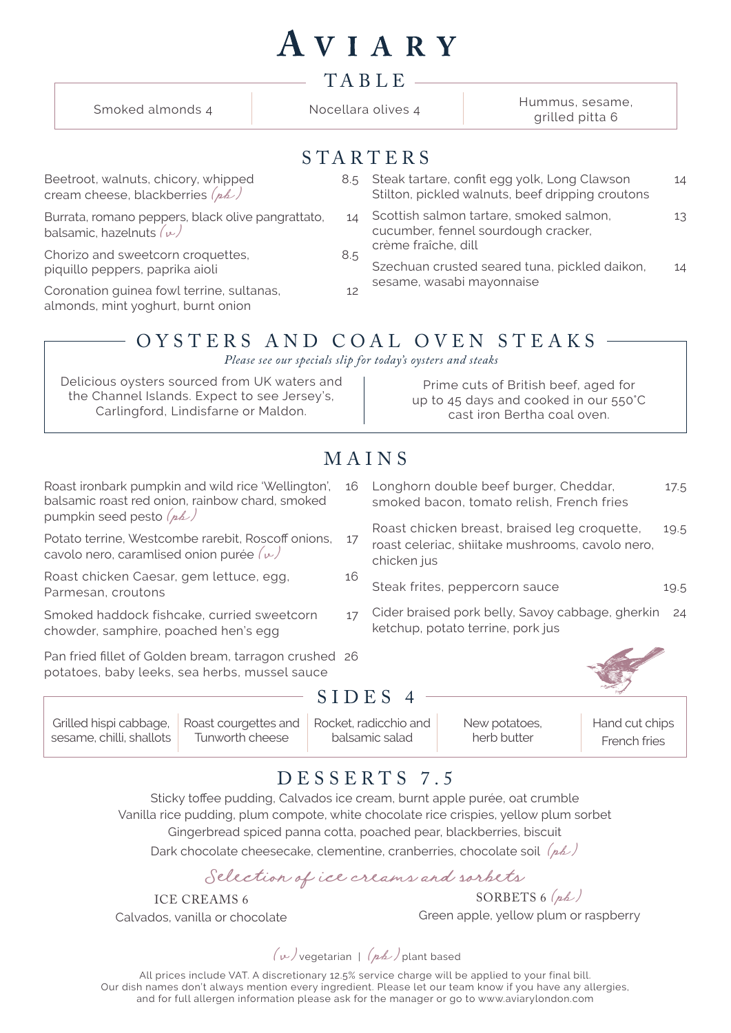# AVIARY

## TABLE

Smoked almonds 4

Nocellara olives 4

Hummus, sesame, grilled pitta 6

## STARTERS

Beetroot, walnuts, chicory, whipped cream cheese, blackberries *(pb)* 8.5

Burrata, romano peppers, black olive pangrattato, balsamic, hazelnuts *(v)* 14

Chorizo and sweetcorn croquettes, piquillo peppers, paprika aioli 8.5

Coronation guinea fowl terrine, sultanas, almonds, mint yoghurt, burnt onion 12

Steak tartare, confit egg yolk, Long Clawson Stilton, pickled walnuts, beef dripping croutons 14

Scottish salmon tartare, smoked salmon, cucumber, fennel sourdough cracker, crème fraîche, dill 13

Szechuan crusted seared tuna, pickled daikon, sesame, wasabi mayonnaise 14

## OYSTERS AND COAL OVEN STEAKS

*Please see our specials slip for today's oysters and steaks*

Delicious oysters sourced from UK waters and the Channel Islands. Expect to see Jersey's, Carlingford, Lindisfarne or Maldon.

Prime cuts of British beef, aged for up to 45 days and cooked in our 550°C cast iron Bertha coal oven.

## MAINS

Roast ironbark pumpkin and wild rice 'Wellington', balsamic roast red onion, rainbow chard, smoked pumpkin seed pesto *(pb)* 16

Potato terrine, Westcombe rarebit, Roscoff onions, cavolo nero, caramlised onion purée *(v)* 17

Roast chicken Caesar, gem lettuce, egg, Parmesan, croutons 16

Smoked haddock fishcake, curried sweetcorn chowder, samphire, poached hen's egg 17

Pan fried fillet of Golden bream, tarragon crushed potatoes, baby leeks, sea herbs, mussel sauce 26

Longhorn double beef burger, Cheddar, smoked bacon, tomato relish, French fries 17.5

Roast chicken breast, braised leg croquette, roast celeriac, shiitake mushrooms, cavolo nero, chicken jus 19.5

Steak frites, peppercorn sauce 19.5

Cider braised pork belly, Savoy cabbage, gherkin ketchup, potato terrine, pork jus 24

## SIDES 4

Grilled hispi cabbage, sesame, chilli, shallots

Roast courgettes and Tunworth cheese

Rocket, radicchio and balsamic salad

New potatoes, herb butter

Hand cut chips
French fries

## DESSERTS 7.5

Sticky toffee pudding, Calvados ice cream, burnt apple purée, oat crumble

Vanilla rice pudding, plum compote, white chocolate rice crispies, yellow plum sorbet

Gingerbread spiced panna cotta, poached pear, blackberries, biscuit

Dark chocolate cheesecake, clementine, cranberries, chocolate soil *(pb)*

### *Selection of ice creams and sorbets*

ICE CREAMS 6
Calvados, vanilla or chocolate

SORBETS 6 *(pb)*
Green apple, yellow plum or raspberry

*(v)* vegetarian | *(pb)* plant based

All prices include VAT. A discretionary 12.5% service charge will be applied to your final bill.
Our dish names don't always mention every ingredient. Please let our team know if you have any allergies, and for full allergen information please ask for the manager or go to www.aviarylondon.com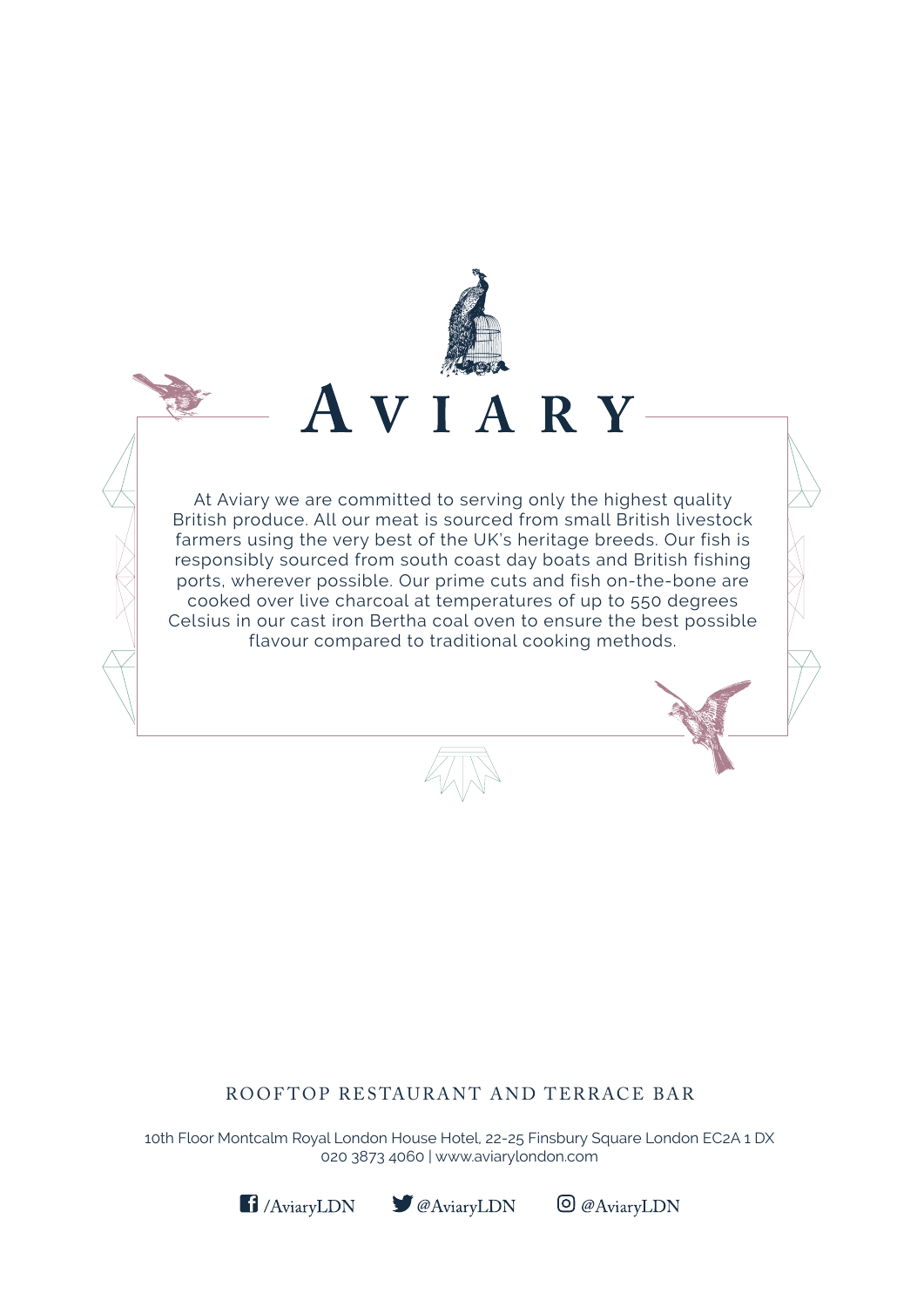# AVIARY

At Aviary we are committed to serving only the highest quality British produce. All our meat is sourced from small British livestock farmers using the very best of the UK's heritage breeds. Our fish is responsibly sourced from south coast day boats and British fishing ports, wherever possible. Our prime cuts and fish on-the-bone are cooked over live charcoal at temperatures of up to 550 degrees Celsius in our cast iron Bertha coal oven to ensure the best possible flavour compared to traditional cooking methods.

ROOFTOP RESTAURANT AND TERRACE BAR

10th Floor Montcalm Royal London House Hotel, 22-25 Finsbury Square London EC2A 1 DX
020 3873 4060 | www.aviarylondon.com

/AviaryLDN @AviaryLDN @AviaryLDN